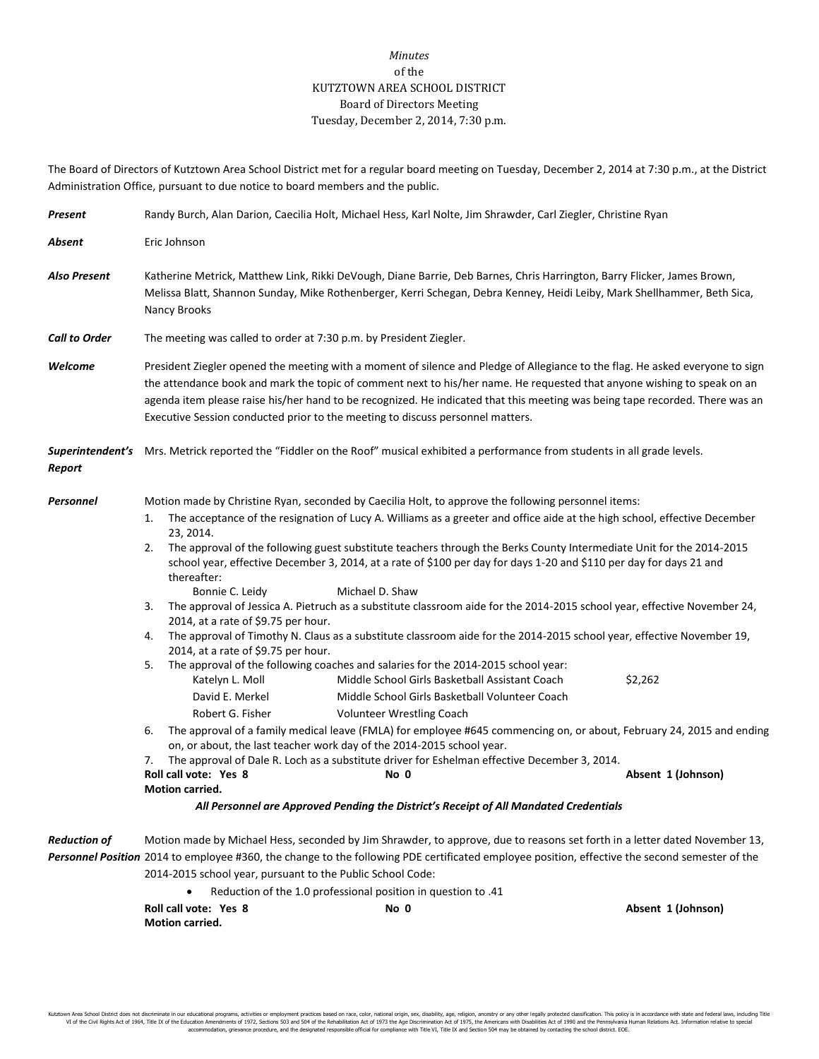*Minutes*
of the
KUTZTOWN AREA SCHOOL DISTRICT
Board of Directors Meeting
Tuesday, December 2, 2014, 7:30 p.m.

The Board of Directors of Kutztown Area School District met for a regular board meeting on Tuesday, December 2, 2014 at 7:30 p.m., at the District Administration Office, pursuant to due notice to board members and the public.

***Present*** Randy Burch, Alan Darion, Caecilia Holt, Michael Hess, Karl Nolte, Jim Shrawder, Carl Ziegler, Christine Ryan

***Absent*** Eric Johnson

***Also Present*** Katherine Metrick, Matthew Link, Rikki DeVough, Diane Barrie, Deb Barnes, Chris Harrington, Barry Flicker, James Brown, Melissa Blatt, Shannon Sunday, Mike Rothenberger, Kerri Schegan, Debra Kenney, Heidi Leiby, Mark Shellhammer, Beth Sica, Nancy Brooks

***Call to Order*** The meeting was called to order at 7:30 p.m. by President Ziegler.

***Welcome*** President Ziegler opened the meeting with a moment of silence and Pledge of Allegiance to the flag. He asked everyone to sign the attendance book and mark the topic of comment next to his/her name. He requested that anyone wishing to speak on an agenda item please raise his/her hand to be recognized. He indicated that this meeting was being tape recorded. There was an Executive Session conducted prior to the meeting to discuss personnel matters.

***Superintendent's Report*** Mrs. Metrick reported the "Fiddler on the Roof" musical exhibited a performance from students in all grade levels.

***Personnel*** Motion made by Christine Ryan, seconded by Caecilia Holt, to approve the following personnel items:

1. The acceptance of the resignation of Lucy A. Williams as a greeter and office aide at the high school, effective December 23, 2014.
2. The approval of the following guest substitute teachers through the Berks County Intermediate Unit for the 2014-2015 school year, effective December 3, 2014, at a rate of $100 per day for days 1-20 and $110 per day for days 21 and thereafter:
   Bonnie C. Leidy    Michael D. Shaw
3. The approval of Jessica A. Pietruch as a substitute classroom aide for the 2014-2015 school year, effective November 24, 2014, at a rate of $9.75 per hour.
4. The approval of Timothy N. Claus as a substitute classroom aide for the 2014-2015 school year, effective November 19, 2014, at a rate of $9.75 per hour.
5. The approval of the following coaches and salaries for the 2014-2015 school year:

| | | |
|---|---|---|
| Katelyn L. Moll | Middle School Girls Basketball Assistant Coach | $2,262 |
| David E. Merkel | Middle School Girls Basketball Volunteer Coach | |
| Robert G. Fisher | Volunteer Wrestling Coach | |

6. The approval of a family medical leave (FMLA) for employee #645 commencing on, or about, February 24, 2015 and ending on, or about, the last teacher work day of the 2014-2015 school year.
7. The approval of Dale R. Loch as a substitute driver for Eshelman effective December 3, 2014.

**Roll call vote: Yes 8** **No 0** **Absent 1 (Johnson)**
**Motion carried.**

***All Personnel are Approved Pending the District's Receipt of All Mandated Credentials***

***Reduction of Personnel Position*** Motion made by Michael Hess, seconded by Jim Shrawder, to approve, due to reasons set forth in a letter dated November 13, 2014 to employee #360, the change to the following PDE certificated employee position, effective the second semester of the 2014-2015 school year, pursuant to the Public School Code:

- Reduction of the 1.0 professional position in question to .41

**Roll call vote: Yes 8** **No 0** **Absent 1 (Johnson)**
**Motion carried.**

Kutztown Area School District does not discriminate in our educational programs, activities or employment practices based on race, color, national origin, sex, disability, age, religion, ancestry or any other legally protected classification. This policy is in accordance with state and federal laws, including Title VI of the Civil Rights Act of 1964, Title IX of the Education Amendments of 1972, Sections 503 and 504 of the Rehabilitation Act of 1973 the Age Discrimination Act of 1975, the Americans with Disabilities Act of 1990 and the Pennsylvania Human Relations Act. Information relative to special accommodation, grievance procedure, and the designated responsible official for compliance with Title VI, Title IX and Section 504 may be obtained by contacting the school district. EOE.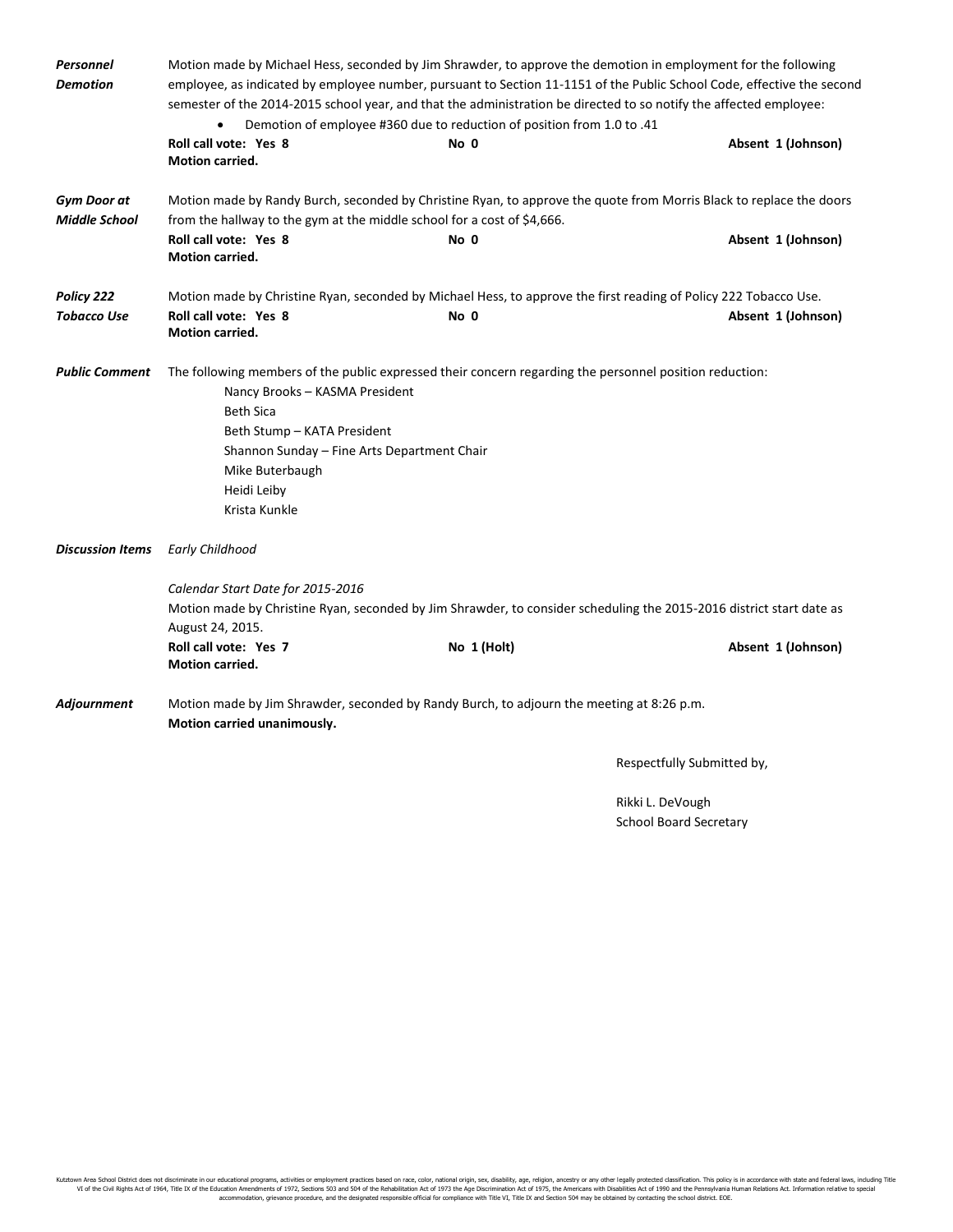***Personnel Demotion***

Motion made by Michael Hess, seconded by Jim Shrawder, to approve the demotion in employment for the following employee, as indicated by employee number, pursuant to Section 11-1151 of the Public School Code, effective the second semester of the 2014-2015 school year, and that the administration be directed to so notify the affected employee:

- Demotion of employee #360 due to reduction of position from 1.0 to .41

**Roll call vote: Yes 8** **No 0** **Absent 1 (Johnson)**
**Motion carried.**

***Gym Door at Middle School***

Motion made by Randy Burch, seconded by Christine Ryan, to approve the quote from Morris Black to replace the doors from the hallway to the gym at the middle school for a cost of $4,666.

**Roll call vote: Yes 8** **No 0** **Absent 1 (Johnson)**
**Motion carried.**

***Policy 222 Tobacco Use***

Motion made by Christine Ryan, seconded by Michael Hess, to approve the first reading of Policy 222 Tobacco Use.

**Roll call vote: Yes 8** **No 0** **Absent 1 (Johnson)**
**Motion carried.**

***Public Comment***

The following members of the public expressed their concern regarding the personnel position reduction:

Nancy Brooks – KASMA President
Beth Sica
Beth Stump – KATA President
Shannon Sunday – Fine Arts Department Chair
Mike Buterbaugh
Heidi Leiby
Krista Kunkle

***Discussion Items***

*Early Childhood*

*Calendar Start Date for 2015-2016*

Motion made by Christine Ryan, seconded by Jim Shrawder, to consider scheduling the 2015-2016 district start date as August 24, 2015.

**Roll call vote: Yes 7** **No 1 (Holt)** **Absent 1 (Johnson)**
**Motion carried.**

***Adjournment***

Motion made by Jim Shrawder, seconded by Randy Burch, to adjourn the meeting at 8:26 p.m.
**Motion carried unanimously.**

Respectfully Submitted by,

Rikki L. DeVough
School Board Secretary

Kutztown Area School District does not discriminate in our educational programs, activities or employment practices based on race, color, national origin, sex, disability, age, religion, ancestry or any other legally protected classification. This policy is in accordance with state and federal laws, including Title VI of the Civil Rights Act of 1964, Title IX of the Education Amendments of 1972, Sections 503 and 504 of the Rehabilitation Act of 1973 the Age Discrimination Act of 1975, the Americans with Disabilities Act of 1990 and the Pennsylvania Human Relations Act. Information relative to special accommodation, grievance procedure, and the designated responsible official for compliance with Title VI, Title IX and Section 504 may be obtained by contacting the school district. EOE.